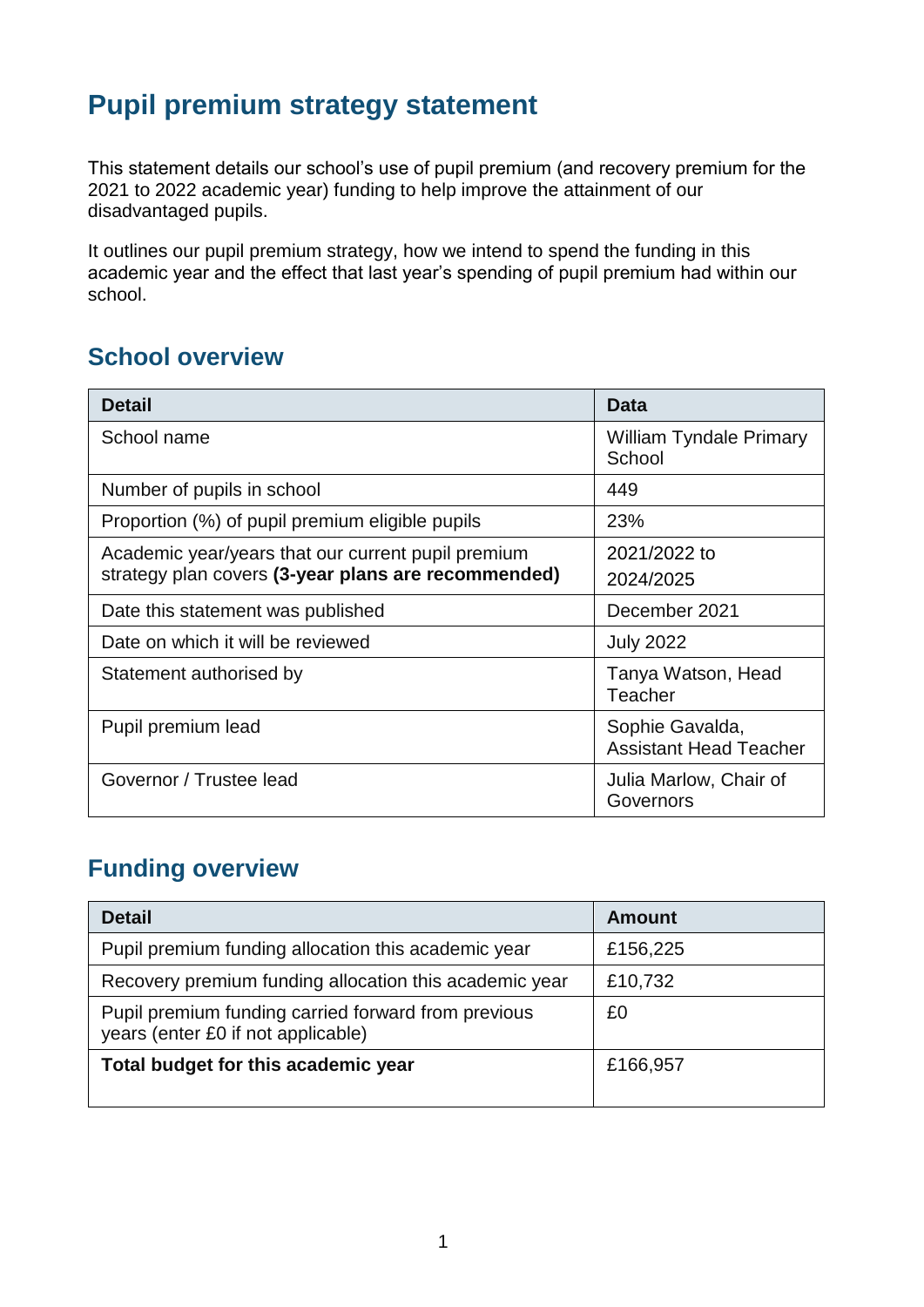# Pupil premium strategy statement

This statement details our school's use of pupil premium (and recovery premium for the 2021 to 2022 academic year) funding to help improve the attainment of our disadvantaged pupils.

It outlines our pupil premium strategy, how we intend to spend the funding in this academic year and the effect that last year's spending of pupil premium had within our school.

## School overview

| Detail | Data |
|---|---|
| School name | William Tyndale Primary School |
| Number of pupils in school | 449 |
| Proportion (%) of pupil premium eligible pupils | 23% |
| Academic year/years that our current pupil premium strategy plan covers **(3-year plans are recommended)** | 2021/2022 to 2024/2025 |
| Date this statement was published | December 2021 |
| Date on which it will be reviewed | July 2022 |
| Statement authorised by | Tanya Watson, Head Teacher |
| Pupil premium lead | Sophie Gavalda, Assistant Head Teacher |
| Governor / Trustee lead | Julia Marlow, Chair of Governors |

## Funding overview

| Detail | Amount |
|---|---|
| Pupil premium funding allocation this academic year | £156,225 |
| Recovery premium funding allocation this academic year | £10,732 |
| Pupil premium funding carried forward from previous years (enter £0 if not applicable) | £0 |
| **Total budget for this academic year** | £166,957 |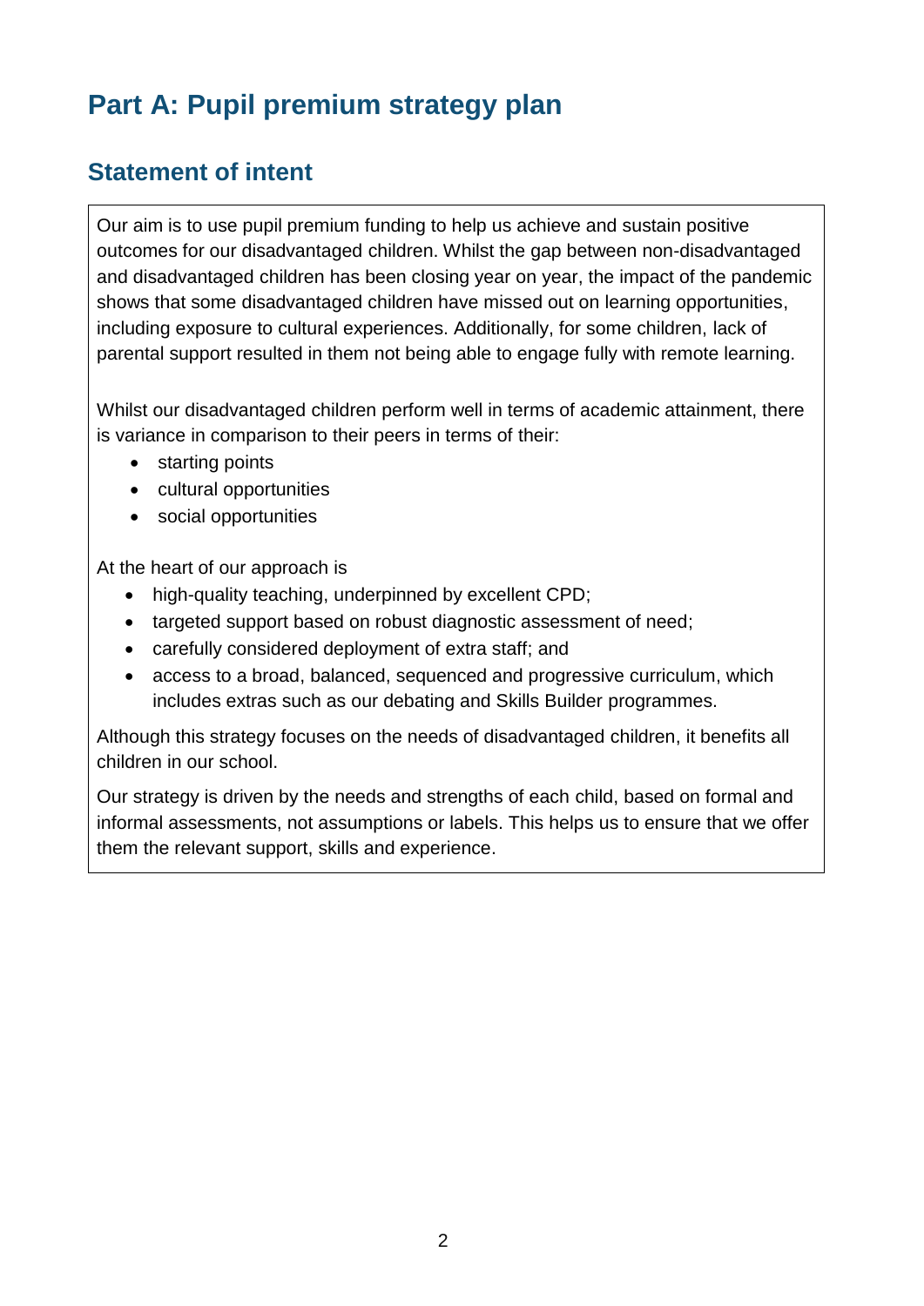# Part A: Pupil premium strategy plan

## Statement of intent

Our aim is to use pupil premium funding to help us achieve and sustain positive outcomes for our disadvantaged children. Whilst the gap between non-disadvantaged and disadvantaged children has been closing year on year, the impact of the pandemic shows that some disadvantaged children have missed out on learning opportunities, including exposure to cultural experiences. Additionally, for some children, lack of parental support resulted in them not being able to engage fully with remote learning.

Whilst our disadvantaged children perform well in terms of academic attainment, there is variance in comparison to their peers in terms of their:

- starting points
- cultural opportunities
- social opportunities

At the heart of our approach is

- high-quality teaching, underpinned by excellent CPD;
- targeted support based on robust diagnostic assessment of need;
- carefully considered deployment of extra staff; and
- access to a broad, balanced, sequenced and progressive curriculum, which includes extras such as our debating and Skills Builder programmes.

Although this strategy focuses on the needs of disadvantaged children, it benefits all children in our school.

Our strategy is driven by the needs and strengths of each child, based on formal and informal assessments, not assumptions or labels. This helps us to ensure that we offer them the relevant support, skills and experience.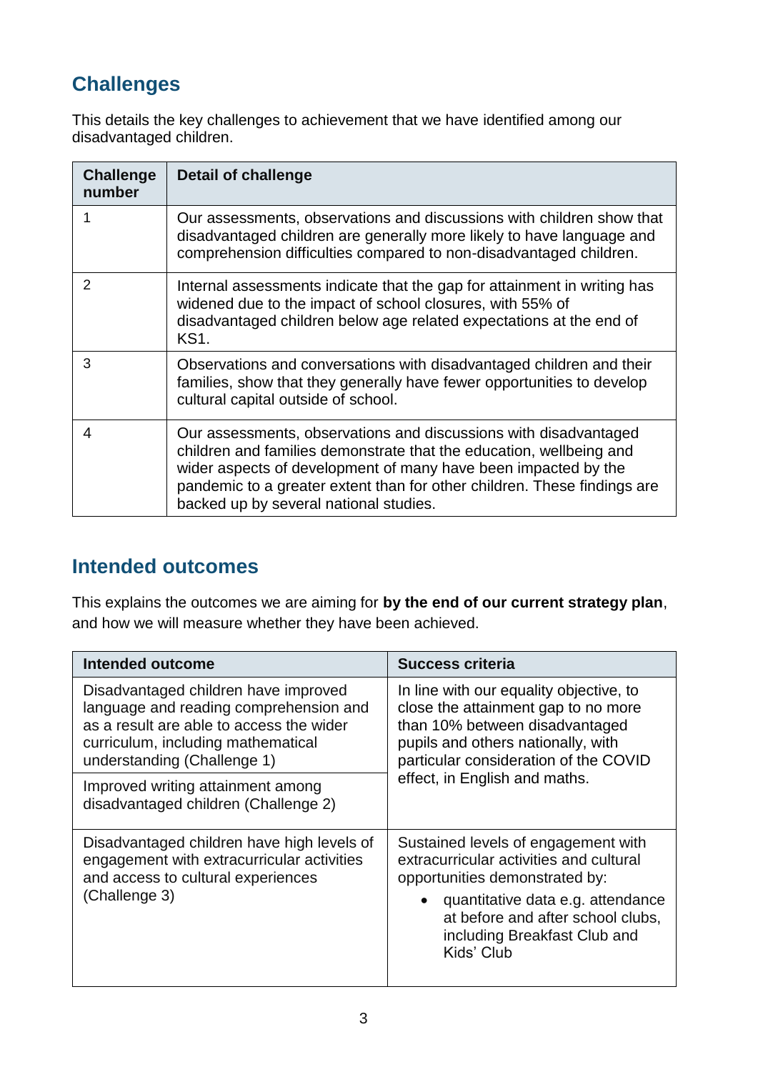## Challenges

This details the key challenges to achievement that we have identified among our disadvantaged children.

| Challenge number | Detail of challenge |
|---|---|
| 1 | Our assessments, observations and discussions with children show that disadvantaged children are generally more likely to have language and comprehension difficulties compared to non-disadvantaged children. |
| 2 | Internal assessments indicate that the gap for attainment in writing has widened due to the impact of school closures, with 55% of disadvantaged children below age related expectations at the end of KS1. |
| 3 | Observations and conversations with disadvantaged children and their families, show that they generally have fewer opportunities to develop cultural capital outside of school. |
| 4 | Our assessments, observations and discussions with disadvantaged children and families demonstrate that the education, wellbeing and wider aspects of development of many have been impacted by the pandemic to a greater extent than for other children. These findings are backed up by several national studies. |

## Intended outcomes

This explains the outcomes we are aiming for **by the end of our current strategy plan**, and how we will measure whether they have been achieved.

| Intended outcome | Success criteria |
|---|---|
| Disadvantaged children have improved language and reading comprehension and as a result are able to access the wider curriculum, including mathematical understanding (Challenge 1) | In line with our equality objective, to close the attainment gap to no more than 10% between disadvantaged pupils and others nationally, with particular consideration of the COVID effect, in English and maths. |
| Improved writing attainment among disadvantaged children (Challenge 2) | |
| Disadvantaged children have high levels of engagement with extracurricular activities and access to cultural experiences (Challenge 3) | Sustained levels of engagement with extracurricular activities and cultural opportunities demonstrated by:<br>• quantitative data e.g. attendance at before and after school clubs, including Breakfast Club and Kids' Club |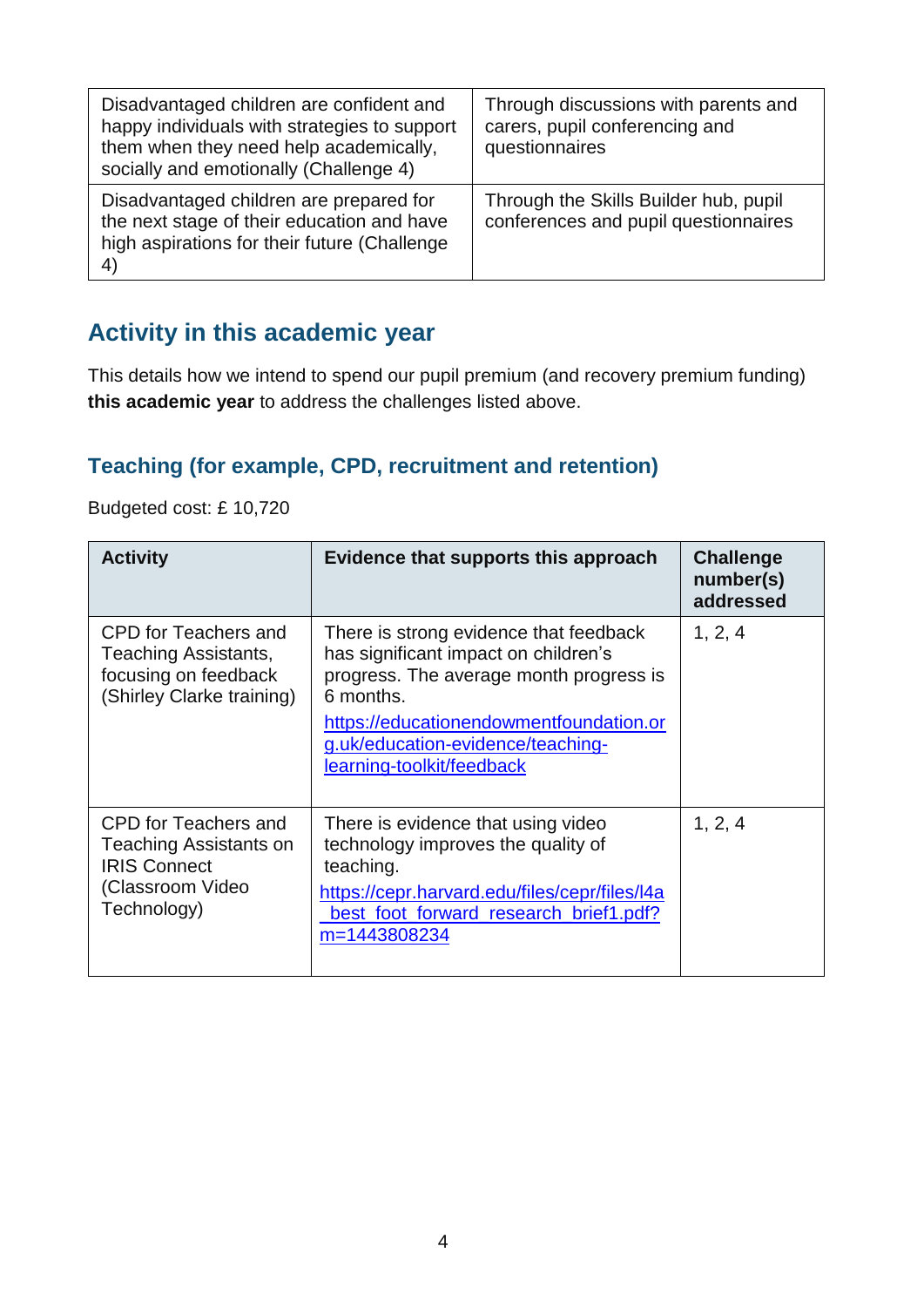| | |
|---|---|
| Disadvantaged children are confident and happy individuals with strategies to support them when they need help academically, socially and emotionally (Challenge 4) | Through discussions with parents and carers, pupil conferencing and questionnaires |
| Disadvantaged children are prepared for the next stage of their education and have high aspirations for their future (Challenge 4) | Through the Skills Builder hub, pupil conferences and pupil questionnaires |

## Activity in this academic year

This details how we intend to spend our pupil premium (and recovery premium funding) **this academic year** to address the challenges listed above.

### Teaching (for example, CPD, recruitment and retention)

Budgeted cost: £ 10,720

| Activity | Evidence that supports this approach | Challenge number(s) addressed |
|---|---|---|
| CPD for Teachers and Teaching Assistants, focusing on feedback (Shirley Clarke training) | There is strong evidence that feedback has significant impact on children's progress. The average month progress is 6 months. https://educationendowmentfoundation.org.uk/education-evidence/teaching-learning-toolkit/feedback | 1, 2, 4 |
| CPD for Teachers and Teaching Assistants on IRIS Connect (Classroom Video Technology) | There is evidence that using video technology improves the quality of teaching. https://cepr.harvard.edu/files/cepr/files/l4a_best_foot_forward_research_brief1.pdf?m=1443808234 | 1, 2, 4 |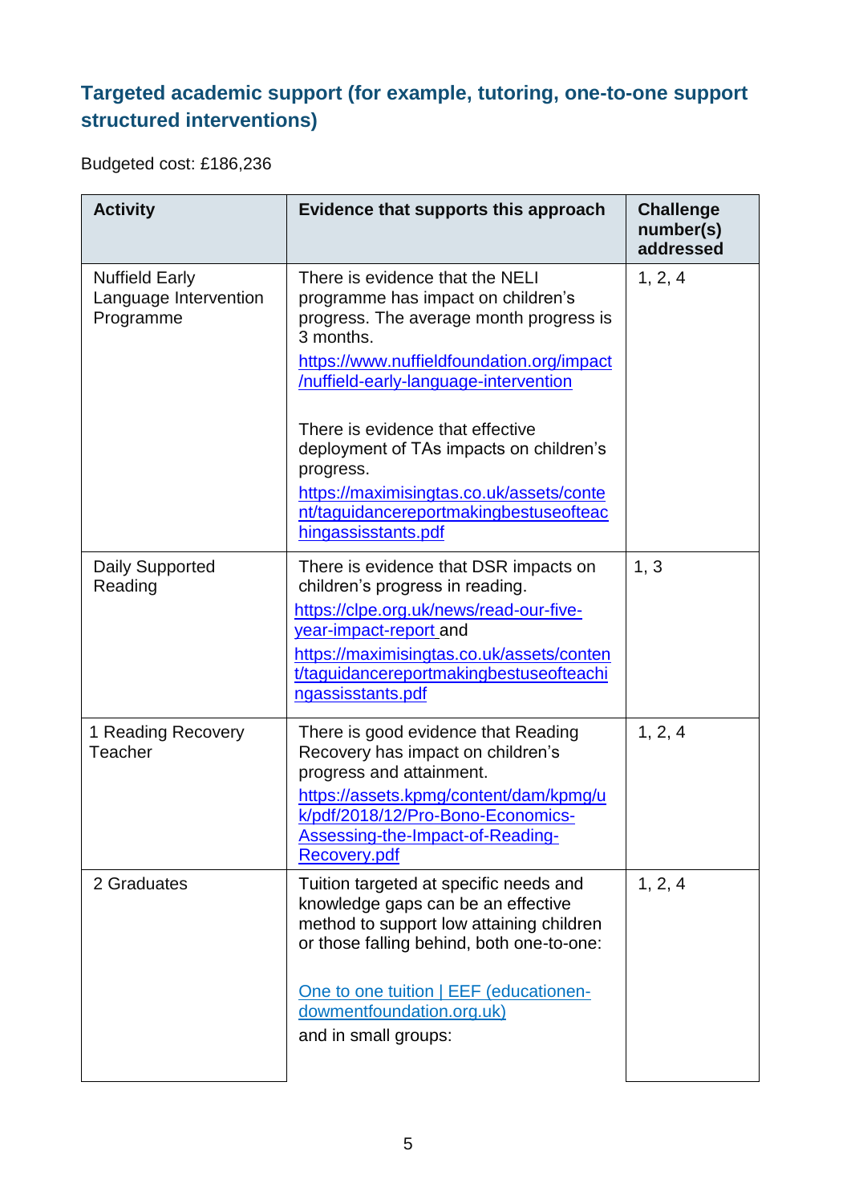### Targeted academic support (for example, tutoring, one-to-one support structured interventions)

Budgeted cost: £186,236

| Activity | Evidence that supports this approach | Challenge number(s) addressed |
|---|---|---|
| Nuffield Early Language Intervention Programme | There is evidence that the NELI programme has impact on children's progress. The average month progress is 3 months.<br>https://www.nuffieldfoundation.org/impact/nuffield-early-language-intervention<br><br>There is evidence that effective deployment of TAs impacts on children's progress.<br>https://maximisingtas.co.uk/assets/content/taguidancereportmakingbestuseofteachingassisstants.pdf | 1, 2, 4 |
| Daily Supported Reading | There is evidence that DSR impacts on children's progress in reading.<br>https://clpe.org.uk/news/read-our-five-year-impact-report and<br>https://maximisingtas.co.uk/assets/content/taguidancereportmakingbestuseofteachingassisstants.pdf | 1, 3 |
| 1 Reading Recovery Teacher | There is good evidence that Reading Recovery has impact on children's progress and attainment.<br>https://assets.kpmg/content/dam/kpmg/uk/pdf/2018/12/Pro-Bono-Economics-Assessing-the-Impact-of-Reading-Recovery.pdf | 1, 2, 4 |
| 2 Graduates | Tuition targeted at specific needs and knowledge gaps can be an effective method to support low attaining children or those falling behind, both one-to-one:<br><br>One to one tuition \| EEF (educationendowmentfoundation.org.uk)<br>and in small groups: | 1, 2, 4 |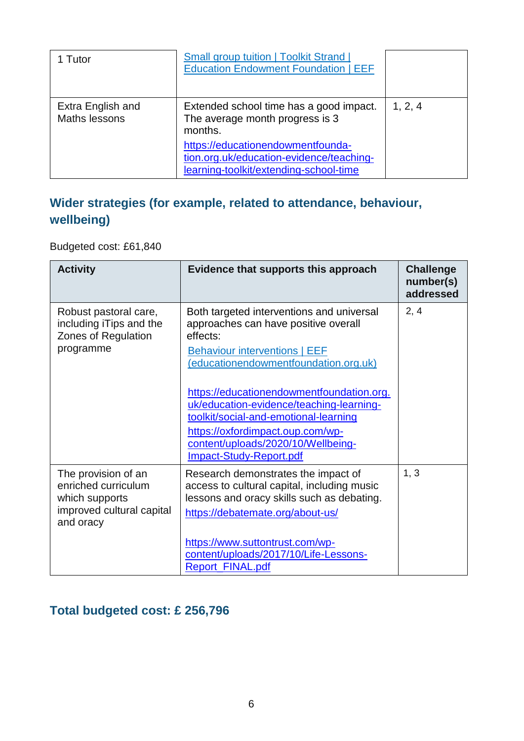| | | |
|---|---|---|
| 1 Tutor | [Small group tuition \| Toolkit Strand \| Education Endowment Foundation \| EEF](#) | |
| Extra English and Maths lessons | Extended school time has a good impact. The average month progress is 3 months. https://educationendowmentfoundation.org.uk/education-evidence/teaching-learning-toolkit/extending-school-time | 1, 2, 4 |

## Wider strategies (for example, related to attendance, behaviour, wellbeing)

Budgeted cost: £61,840

| Activity | Evidence that supports this approach | Challenge number(s) addressed |
|---|---|---|
| Robust pastoral care, including iTips and the Zones of Regulation programme | Both targeted interventions and universal approaches can have positive overall effects: Behaviour interventions \| EEF (educationendowmentfoundation.org.uk) https://educationendowmentfoundation.org.uk/education-evidence/teaching-learning-toolkit/social-and-emotional-learning https://oxfordimpact.oup.com/wp-content/uploads/2020/10/Wellbeing-Impact-Study-Report.pdf | 2, 4 |
| The provision of an enriched curriculum which supports improved cultural capital and oracy | Research demonstrates the impact of access to cultural capital, including music lessons and oracy skills such as debating. https://debatemate.org/about-us/ https://www.suttontrust.com/wp-content/uploads/2017/10/Life-Lessons-Report_FINAL.pdf | 1, 3 |

## Total budgeted cost: £ 256,796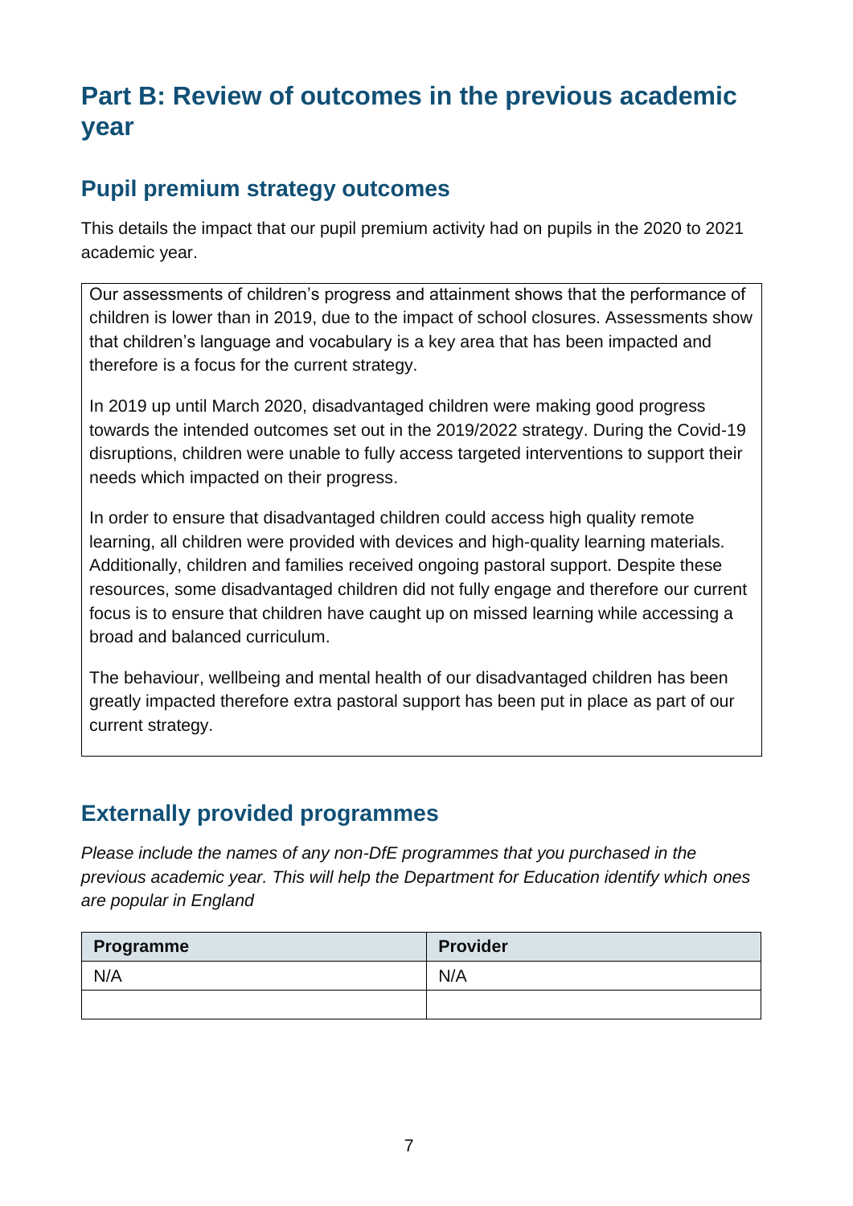# Part B: Review of outcomes in the previous academic year

## Pupil premium strategy outcomes

This details the impact that our pupil premium activity had on pupils in the 2020 to 2021 academic year.

Our assessments of children's progress and attainment shows that the performance of children is lower than in 2019, due to the impact of school closures. Assessments show that children's language and vocabulary is a key area that has been impacted and therefore is a focus for the current strategy.

In 2019 up until March 2020, disadvantaged children were making good progress towards the intended outcomes set out in the 2019/2022 strategy. During the Covid-19 disruptions, children were unable to fully access targeted interventions to support their needs which impacted on their progress.

In order to ensure that disadvantaged children could access high quality remote learning, all children were provided with devices and high-quality learning materials. Additionally, children and families received ongoing pastoral support. Despite these resources, some disadvantaged children did not fully engage and therefore our current focus is to ensure that children have caught up on missed learning while accessing a broad and balanced curriculum.

The behaviour, wellbeing and mental health of our disadvantaged children has been greatly impacted therefore extra pastoral support has been put in place as part of our current strategy.

## Externally provided programmes

*Please include the names of any non-DfE programmes that you purchased in the previous academic year. This will help the Department for Education identify which ones are popular in England*

| Programme | Provider |
|---|---|
| N/A | N/A |
| | |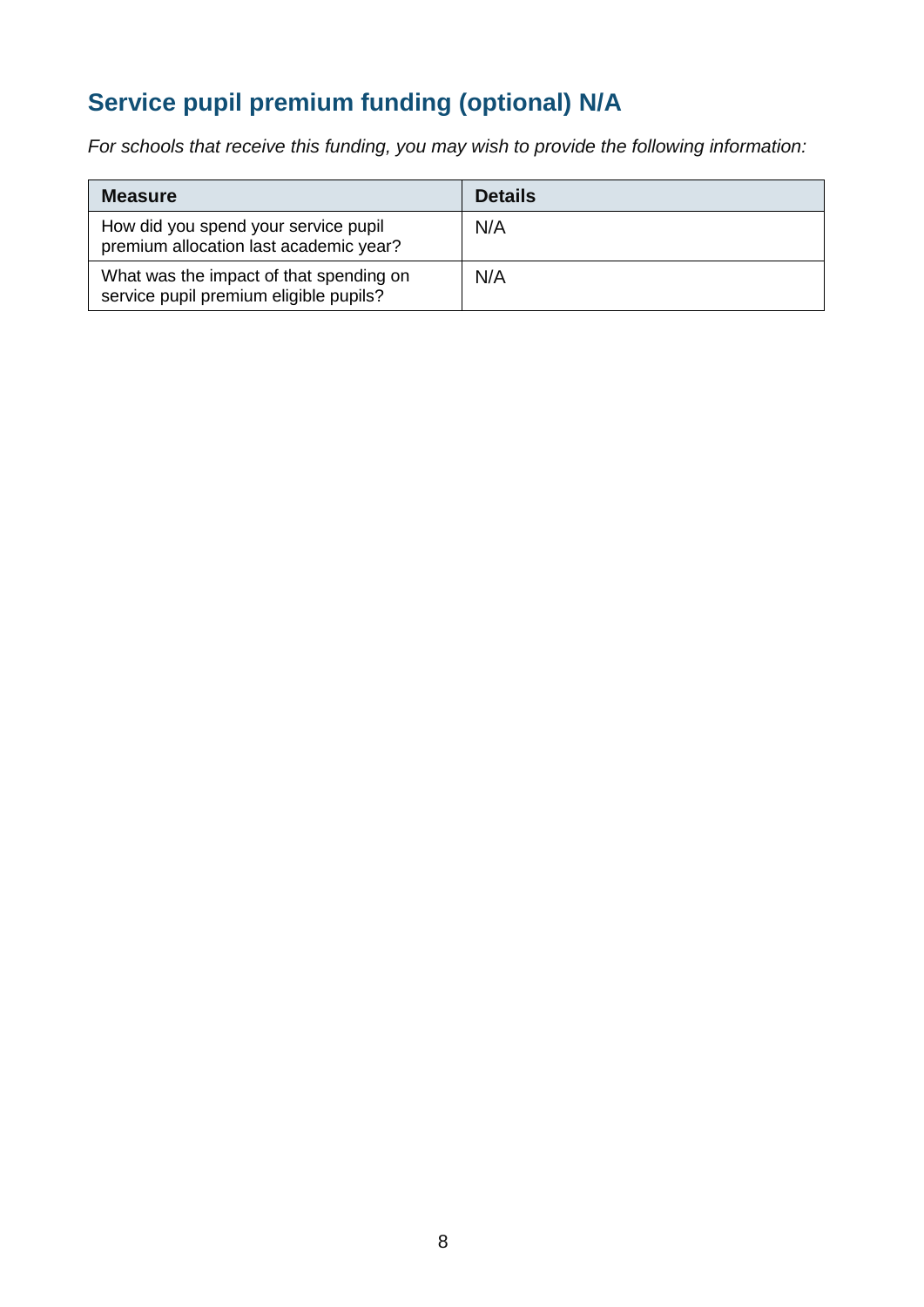## Service pupil premium funding (optional) N/A

*For schools that receive this funding, you may wish to provide the following information:*

| Measure | Details |
| --- | --- |
| How did you spend your service pupil premium allocation last academic year? | N/A |
| What was the impact of that spending on service pupil premium eligible pupils? | N/A |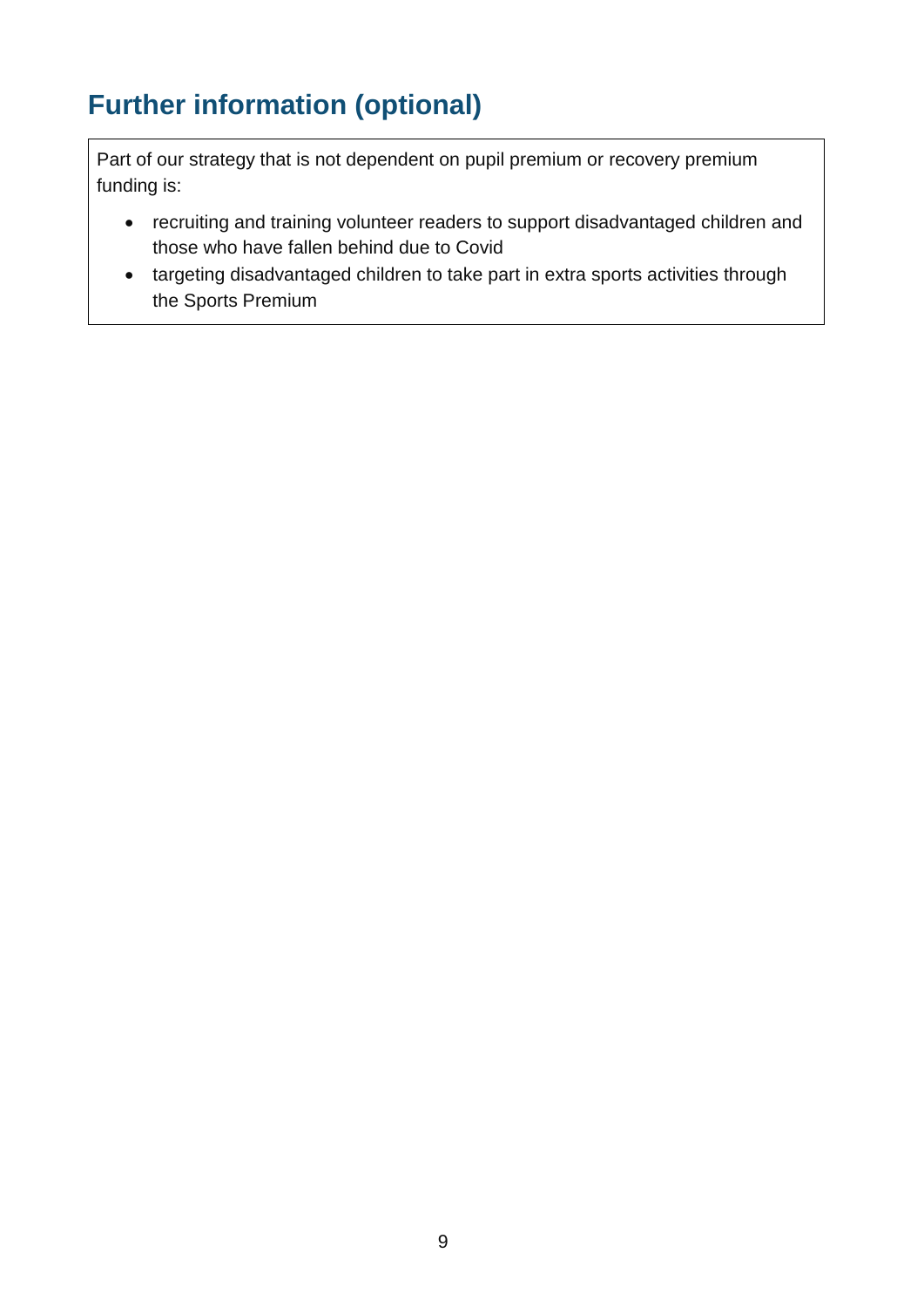## Further information (optional)

Part of our strategy that is not dependent on pupil premium or recovery premium funding is:

- recruiting and training volunteer readers to support disadvantaged children and those who have fallen behind due to Covid
- targeting disadvantaged children to take part in extra sports activities through the Sports Premium